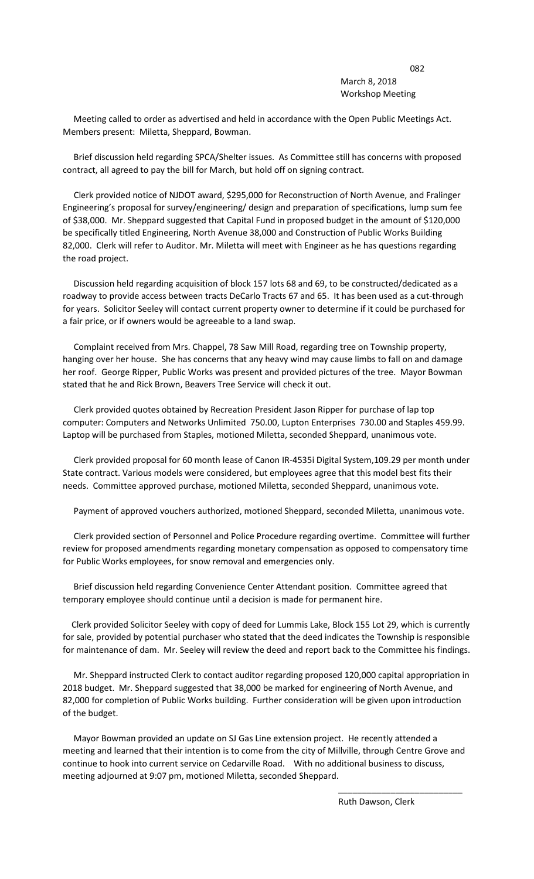March 8, 2018
Workshop Meeting

Meeting called to order as advertised and held in accordance with the Open Public Meetings Act. Members present: Miletta, Sheppard, Bowman.

Brief discussion held regarding SPCA/Shelter issues. As Committee still has concerns with proposed contract, all agreed to pay the bill for March, but hold off on signing contract.

Clerk provided notice of NJDOT award, $295,000 for Reconstruction of North Avenue, and Fralinger Engineering's proposal for survey/engineering/ design and preparation of specifications, lump sum fee of $38,000. Mr. Sheppard suggested that Capital Fund in proposed budget in the amount of $120,000 be specifically titled Engineering, North Avenue 38,000 and Construction of Public Works Building 82,000. Clerk will refer to Auditor. Mr. Miletta will meet with Engineer as he has questions regarding the road project.

Discussion held regarding acquisition of block 157 lots 68 and 69, to be constructed/dedicated as a roadway to provide access between tracts DeCarlo Tracts 67 and 65. It has been used as a cut-through for years. Solicitor Seeley will contact current property owner to determine if it could be purchased for a fair price, or if owners would be agreeable to a land swap.

Complaint received from Mrs. Chappel, 78 Saw Mill Road, regarding tree on Township property, hanging over her house. She has concerns that any heavy wind may cause limbs to fall on and damage her roof. George Ripper, Public Works was present and provided pictures of the tree. Mayor Bowman stated that he and Rick Brown, Beavers Tree Service will check it out.

Clerk provided quotes obtained by Recreation President Jason Ripper for purchase of lap top computer: Computers and Networks Unlimited 750.00, Lupton Enterprises 730.00 and Staples 459.99. Laptop will be purchased from Staples, motioned Miletta, seconded Sheppard, unanimous vote.

Clerk provided proposal for 60 month lease of Canon IR-4535i Digital System,109.29 per month under State contract. Various models were considered, but employees agree that this model best fits their needs. Committee approved purchase, motioned Miletta, seconded Sheppard, unanimous vote.

Payment of approved vouchers authorized, motioned Sheppard, seconded Miletta, unanimous vote.

Clerk provided section of Personnel and Police Procedure regarding overtime. Committee will further review for proposed amendments regarding monetary compensation as opposed to compensatory time for Public Works employees, for snow removal and emergencies only.

Brief discussion held regarding Convenience Center Attendant position. Committee agreed that temporary employee should continue until a decision is made for permanent hire.

Clerk provided Solicitor Seeley with copy of deed for Lummis Lake, Block 155 Lot 29, which is currently for sale, provided by potential purchaser who stated that the deed indicates the Township is responsible for maintenance of dam. Mr. Seeley will review the deed and report back to the Committee his findings.

Mr. Sheppard instructed Clerk to contact auditor regarding proposed 120,000 capital appropriation in 2018 budget. Mr. Sheppard suggested that 38,000 be marked for engineering of North Avenue, and 82,000 for completion of Public Works building. Further consideration will be given upon introduction of the budget.

Mayor Bowman provided an update on SJ Gas Line extension project. He recently attended a meeting and learned that their intention is to come from the city of Millville, through Centre Grove and continue to hook into current service on Cedarville Road. With no additional business to discuss, meeting adjourned at 9:07 pm, motioned Miletta, seconded Sheppard.

___________________________

Ruth Dawson, Clerk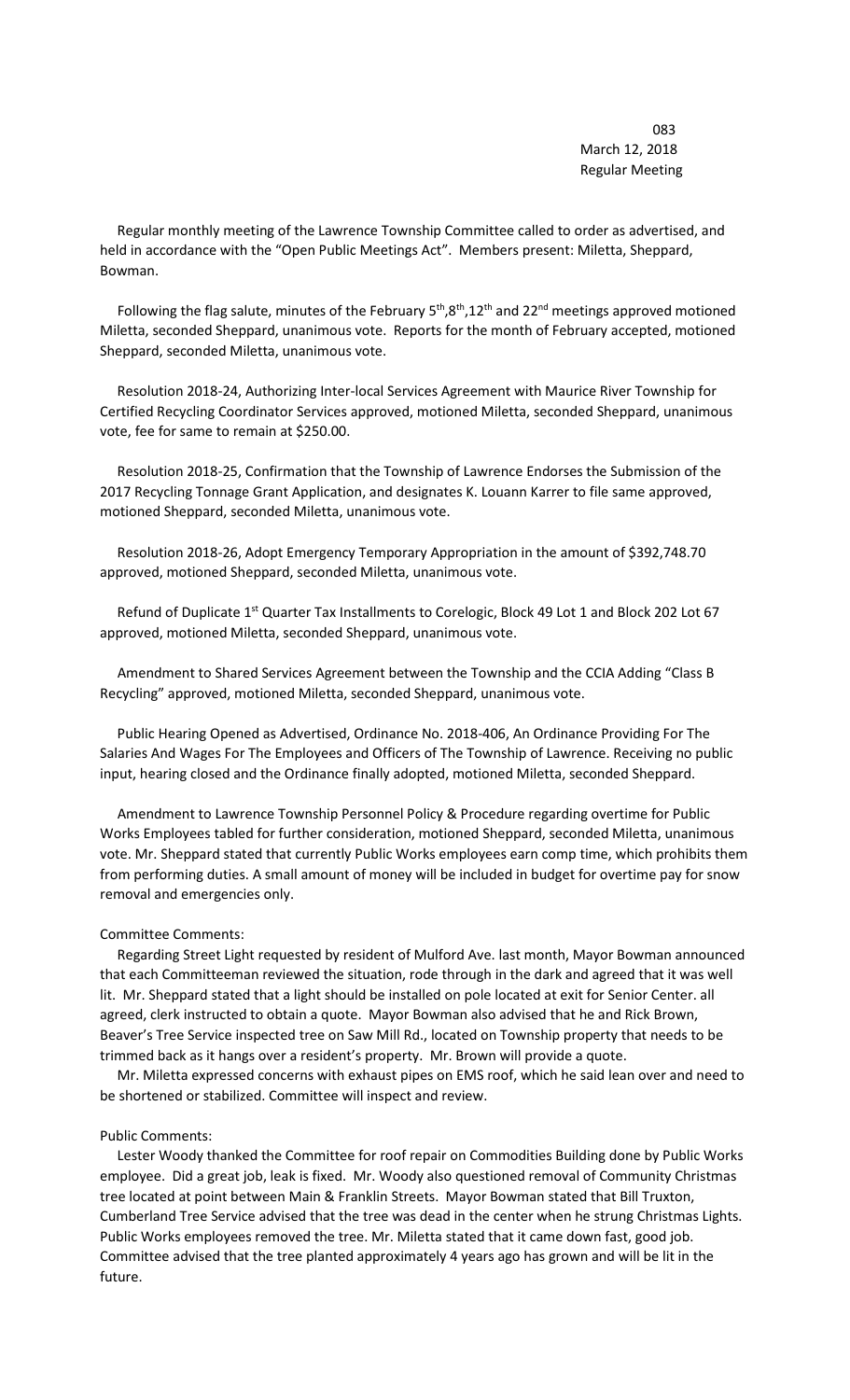083
March 12, 2018
Regular Meeting

Regular monthly meeting of the Lawrence Township Committee called to order as advertised, and held in accordance with the "Open Public Meetings Act". Members present: Miletta, Sheppard, Bowman.

Following the flag salute, minutes of the February 5th,8th,12th and 22nd meetings approved motioned Miletta, seconded Sheppard, unanimous vote. Reports for the month of February accepted, motioned Sheppard, seconded Miletta, unanimous vote.

Resolution 2018-24, Authorizing Inter-local Services Agreement with Maurice River Township for Certified Recycling Coordinator Services approved, motioned Miletta, seconded Sheppard, unanimous vote, fee for same to remain at $250.00.

Resolution 2018-25, Confirmation that the Township of Lawrence Endorses the Submission of the 2017 Recycling Tonnage Grant Application, and designates K. Louann Karrer to file same approved, motioned Sheppard, seconded Miletta, unanimous vote.

Resolution 2018-26, Adopt Emergency Temporary Appropriation in the amount of $392,748.70 approved, motioned Sheppard, seconded Miletta, unanimous vote.

Refund of Duplicate 1st Quarter Tax Installments to Corelogic, Block 49 Lot 1 and Block 202 Lot 67 approved, motioned Miletta, seconded Sheppard, unanimous vote.

Amendment to Shared Services Agreement between the Township and the CCIA Adding "Class B Recycling" approved, motioned Miletta, seconded Sheppard, unanimous vote.

Public Hearing Opened as Advertised, Ordinance No. 2018-406, An Ordinance Providing For The Salaries And Wages For The Employees and Officers of The Township of Lawrence. Receiving no public input, hearing closed and the Ordinance finally adopted, motioned Miletta, seconded Sheppard.

Amendment to Lawrence Township Personnel Policy & Procedure regarding overtime for Public Works Employees tabled for further consideration, motioned Sheppard, seconded Miletta, unanimous vote. Mr. Sheppard stated that currently Public Works employees earn comp time, which prohibits them from performing duties. A small amount of money will be included in budget for overtime pay for snow removal and emergencies only.

Committee Comments:

Regarding Street Light requested by resident of Mulford Ave. last month, Mayor Bowman announced that each Committeeman reviewed the situation, rode through in the dark and agreed that it was well lit. Mr. Sheppard stated that a light should be installed on pole located at exit for Senior Center. all agreed, clerk instructed to obtain a quote. Mayor Bowman also advised that he and Rick Brown, Beaver's Tree Service inspected tree on Saw Mill Rd., located on Township property that needs to be trimmed back as it hangs over a resident's property. Mr. Brown will provide a quote.

Mr. Miletta expressed concerns with exhaust pipes on EMS roof, which he said lean over and need to be shortened or stabilized. Committee will inspect and review.

Public Comments:

Lester Woody thanked the Committee for roof repair on Commodities Building done by Public Works employee. Did a great job, leak is fixed. Mr. Woody also questioned removal of Community Christmas tree located at point between Main & Franklin Streets. Mayor Bowman stated that Bill Truxton, Cumberland Tree Service advised that the tree was dead in the center when he strung Christmas Lights. Public Works employees removed the tree. Mr. Miletta stated that it came down fast, good job. Committee advised that the tree planted approximately 4 years ago has grown and will be lit in the future.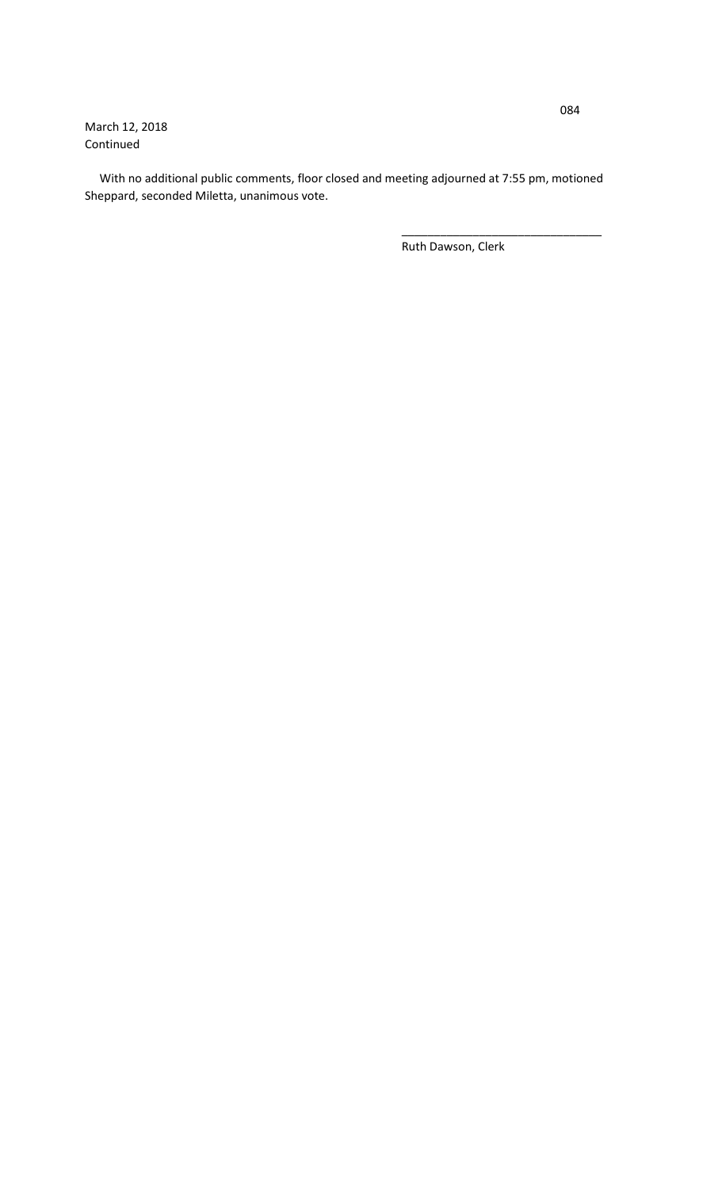March 12, 2018
Continued

With no additional public comments, floor closed and meeting adjourned at 7:55 pm, motioned Sheppard, seconded Miletta, unanimous vote.

_______________________________
Ruth Dawson, Clerk